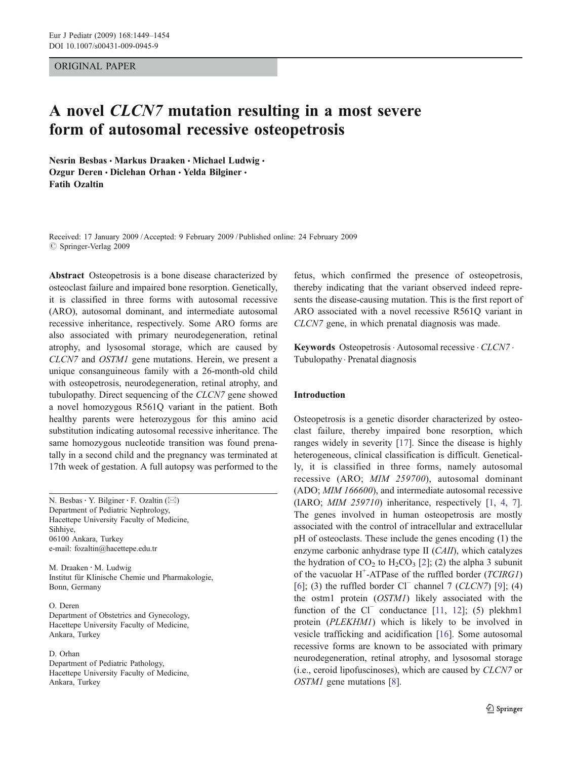ORIGINAL PAPER

# A novel *CLCN7* mutation resulting in a most severe form of autosomal recessive osteopetrosis

**Nesrin Besbas · Markus Draaken · Michael Ludwig · Ozgur Deren · Diclehan Orhan · Yelda Bilginer · Fatih Ozaltin**

Received: 17 January 2009 / Accepted: 9 February 2009 / Published online: 24 February 2009
© Springer-Verlag 2009

**Abstract** Osteopetrosis is a bone disease characterized by osteoclast failure and impaired bone resorption. Genetically, it is classified in three forms with autosomal recessive (ARO), autosomal dominant, and intermediate autosomal recessive inheritance, respectively. Some ARO forms are also associated with primary neurodegeneration, retinal atrophy, and lysosomal storage, which are caused by *CLCN7* and *OSTM1* gene mutations. Herein, we present a unique consanguineous family with a 26-month-old child with osteopetrosis, neurodegeneration, retinal atrophy, and tubulopathy. Direct sequencing of the *CLCN7* gene showed a novel homozygous R561Q variant in the patient. Both healthy parents were heterozygous for this amino acid substitution indicating autosomal recessive inheritance. The same homozygous nucleotide transition was found prenatally in a second child and the pregnancy was terminated at 17th week of gestation. A full autopsy was performed to the fetus, which confirmed the presence of osteopetrosis, thereby indicating that the variant observed indeed represents the disease-causing mutation. This is the first report of ARO associated with a novel recessive R561Q variant in *CLCN7* gene, in which prenatal diagnosis was made.

**Keywords** Osteopetrosis · Autosomal recessive · *CLCN7* · Tubulopathy · Prenatal diagnosis

N. Besbas · Y. Bilginer · F. Ozaltin (✉)
Department of Pediatric Nephrology,
Hacettepe University Faculty of Medicine,
Sihhiye,
06100 Ankara, Turkey
e-mail: fozaltin@hacettepe.edu.tr

M. Draaken · M. Ludwig
Institut für Klinische Chemie und Pharmakologie,
Bonn, Germany

O. Deren
Department of Obstetrics and Gynecology,
Hacettepe University Faculty of Medicine,
Ankara, Turkey

D. Orhan
Department of Pediatric Pathology,
Hacettepe University Faculty of Medicine,
Ankara, Turkey

## Introduction

Osteopetrosis is a genetic disorder characterized by osteoclast failure, thereby impaired bone resorption, which ranges widely in severity [17]. Since the disease is highly heterogeneous, clinical classification is difficult. Genetically, it is classified in three forms, namely autosomal recessive (ARO; *MIM 259700*), autosomal dominant (ADO; *MIM 166600*), and intermediate autosomal recessive (IARO; *MIM 259710*) inheritance, respectively [1, 4, 7]. The genes involved in human osteopetrosis are mostly associated with the control of intracellular and extracellular pH of osteoclasts. These include the genes encoding (1) the enzyme carbonic anhydrase type II (*CAII*), which catalyzes the hydration of $CO_2$ to $H_2CO_3$ [2]; (2) the alpha 3 subunit of the vacuolar $H^+$-ATPase of the ruffled border (*TCIRG1*) [6]; (3) the ruffled border $Cl^-$ channel 7 (*CLCN7*) [9]; (4) the ostm1 protein (*OSTM1*) likely associated with the function of the $Cl^-$ conductance [11, 12]; (5) plekhm1 protein (*PLEKHM1*) which is likely to be involved in vesicle trafficking and acidification [16]. Some autosomal recessive forms are known to be associated with primary neurodegeneration, retinal atrophy, and lysosomal storage (i.e., ceroid lipofuscinoses), which are caused by *CLCN7* or *OSTM1* gene mutations [8].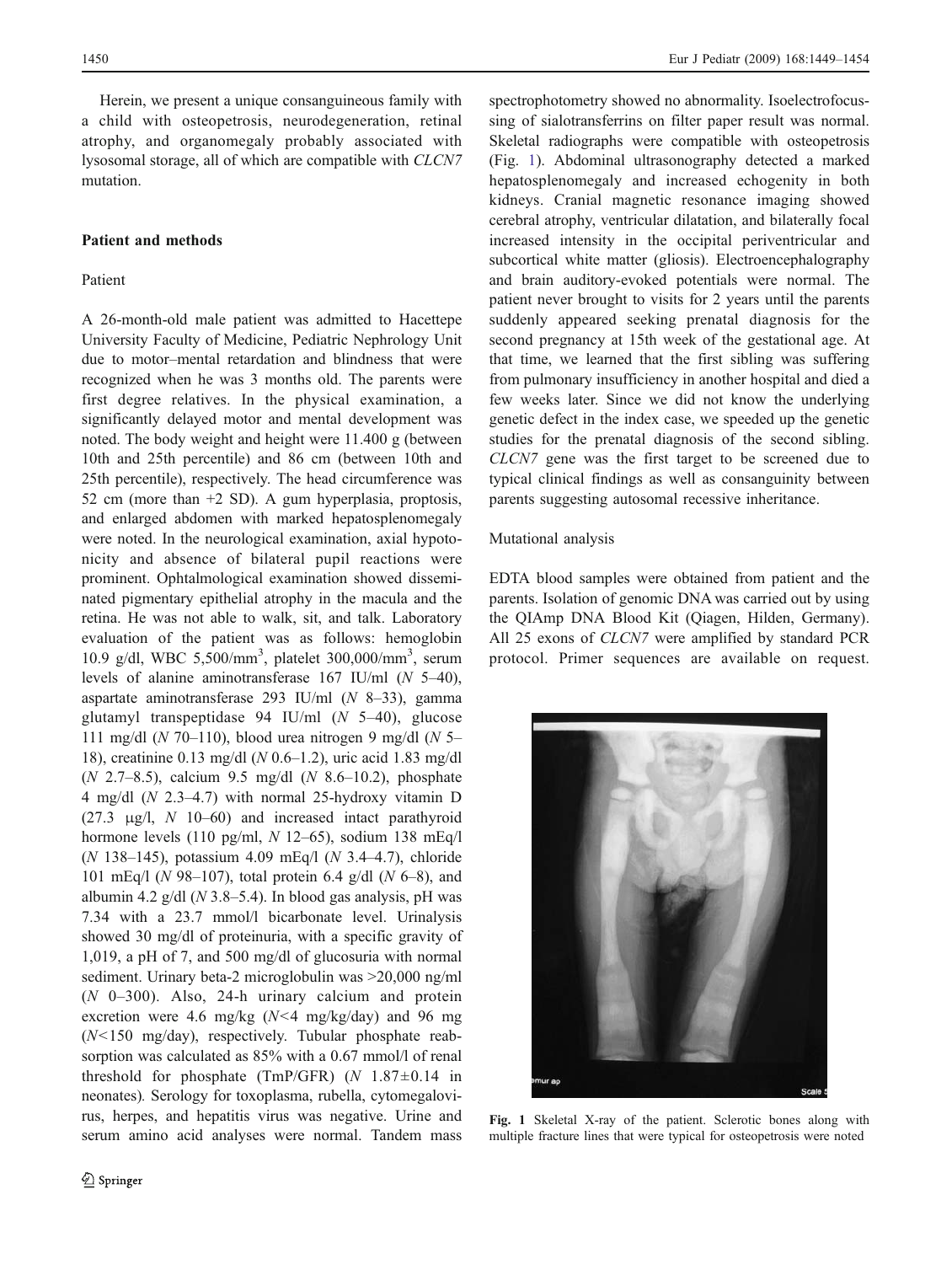Herein, we present a unique consanguineous family with a child with osteopetrosis, neurodegeneration, retinal atrophy, and organomegaly probably associated with lysosomal storage, all of which are compatible with *CLCN7* mutation.

## Patient and methods

### Patient

A 26-month-old male patient was admitted to Hacettepe University Faculty of Medicine, Pediatric Nephrology Unit due to motor–mental retardation and blindness that were recognized when he was 3 months old. The parents were first degree relatives. In the physical examination, a significantly delayed motor and mental development was noted. The body weight and height were 11.400 g (between 10th and 25th percentile) and 86 cm (between 10th and 25th percentile), respectively. The head circumference was 52 cm (more than +2 SD). A gum hyperplasia, proptosis, and enlarged abdomen with marked hepatosplenomegaly were noted. In the neurological examination, axial hypotonicity and absence of bilateral pupil reactions were prominent. Ophtalmological examination showed disseminated pigmentary epithelial atrophy in the macula and the retina. He was not able to walk, sit, and talk. Laboratory evaluation of the patient was as follows: hemoglobin 10.9 g/dl, WBC 5,500/mm$^3$, platelet 300,000/mm$^3$, serum levels of alanine aminotransferase 167 IU/ml (*N* 5–40), aspartate aminotransferase 293 IU/ml (*N* 8–33), gamma glutamyl transpeptidase 94 IU/ml (*N* 5–40), glucose 111 mg/dl (*N* 70–110), blood urea nitrogen 9 mg/dl (*N* 5–18), creatinine 0.13 mg/dl (*N* 0.6–1.2), uric acid 1.83 mg/dl (*N* 2.7–8.5), calcium 9.5 mg/dl (*N* 8.6–10.2), phosphate 4 mg/dl (*N* 2.3–4.7) with normal 25-hydroxy vitamin D (27.3 μg/l, *N* 10–60) and increased intact parathyroid hormone levels (110 pg/ml, *N* 12–65), sodium 138 mEq/l (*N* 138–145), potassium 4.09 mEq/l (*N* 3.4–4.7), chloride 101 mEq/l (*N* 98–107), total protein 6.4 g/dl (*N* 6–8), and albumin 4.2 g/dl (*N* 3.8–5.4). In blood gas analysis, pH was 7.34 with a 23.7 mmol/l bicarbonate level. Urinalysis showed 30 mg/dl of proteinuria, with a specific gravity of 1,019, a pH of 7, and 500 mg/dl of glucosuria with normal sediment. Urinary beta-2 microglobulin was >20,000 ng/ml (*N* 0–300). Also, 24-h urinary calcium and protein excretion were 4.6 mg/kg (*N*<4 mg/kg/day) and 96 mg (*N*<150 mg/day), respectively. Tubular phosphate reabsorption was calculated as 85% with a 0.67 mmol/l of renal threshold for phosphate (TmP/GFR) (*N* 1.87±0.14 in neonates). Serology for toxoplasma, rubella, cytomegalovirus, herpes, and hepatitis virus was negative. Urine and serum amino acid analyses were normal. Tandem mass spectrophotometry showed no abnormality. Isoelectrofocussing of sialotransferrins on filter paper result was normal. Skeletal radiographs were compatible with osteopetrosis (Fig. 1). Abdominal ultrasonography detected a marked hepatosplenomegaly and increased echogenity in both kidneys. Cranial magnetic resonance imaging showed cerebral atrophy, ventricular dilatation, and bilaterally focal increased intensity in the occipital periventricular and subcortical white matter (gliosis). Electroencephalography and brain auditory-evoked potentials were normal. The patient never brought to visits for 2 years until the parents suddenly appeared seeking prenatal diagnosis for the second pregnancy at 15th week of the gestational age. At that time, we learned that the first sibling was suffering from pulmonary insufficiency in another hospital and died a few weeks later. Since we did not know the underlying genetic defect in the index case, we speeded up the genetic studies for the prenatal diagnosis of the second sibling. *CLCN7* gene was the first target to be screened due to typical clinical findings as well as consanguinity between parents suggesting autosomal recessive inheritance.

### Mutational analysis

EDTA blood samples were obtained from patient and the parents. Isolation of genomic DNA was carried out by using the QIAmp DNA Blood Kit (Qiagen, Hilden, Germany). All 25 exons of *CLCN7* were amplified by standard PCR protocol. Primer sequences are available on request.

**Fig. 1** Skeletal X-ray of the patient. Sclerotic bones along with multiple fracture lines that were typical for osteopetrosis were noted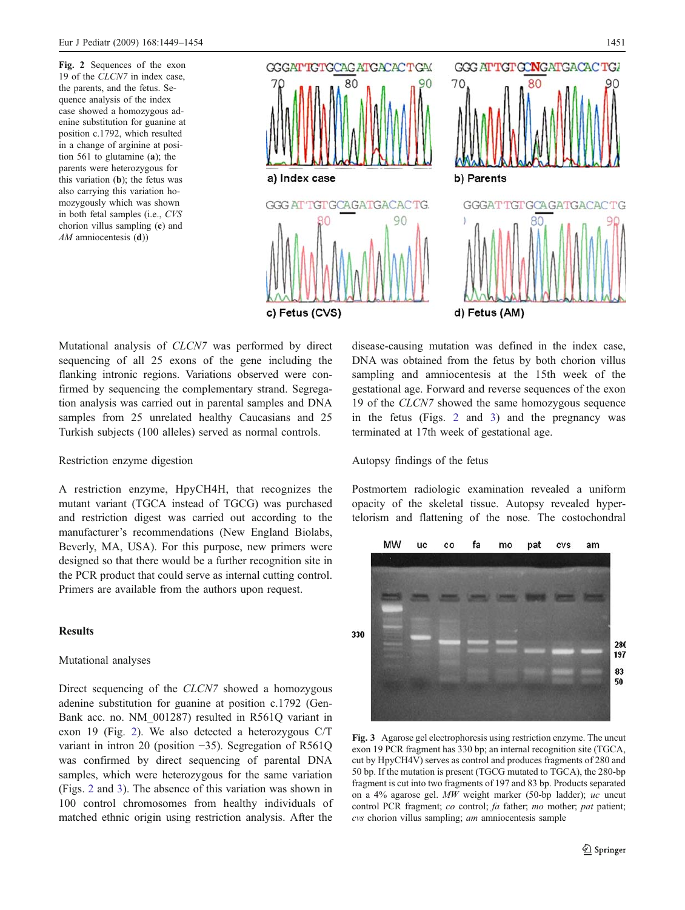**Fig. 2** Sequences of the exon 19 of the *CLCN7* in index case, the parents, and the fetus. Sequence analysis of the index case showed a homozygous adenine substitution for guanine at position c.1792, which resulted in a change of arginine at position 561 to glutamine (**a**); the parents were heterozygous for this variation (**b**); the fetus was also carrying this variation homozygously which was shown in both fetal samples (i.e., *CVS* chorion villus sampling (**c**) and *AM* amniocentesis (**d**))

Mutational analysis of *CLCN7* was performed by direct sequencing of all 25 exons of the gene including the flanking intronic regions. Variations observed were confirmed by sequencing the complementary strand. Segregation analysis was carried out in parental samples and DNA samples from 25 unrelated healthy Caucasians and 25 Turkish subjects (100 alleles) served as normal controls.

Restriction enzyme digestion

A restriction enzyme, HpyCH4H, that recognizes the mutant variant (TGCA instead of TGCG) was purchased and restriction digest was carried out according to the manufacturer's recommendations (New England Biolabs, Beverly, MA, USA). For this purpose, new primers were designed so that there would be a further recognition site in the PCR product that could serve as internal cutting control. Primers are available from the authors upon request.

## Results

Mutational analyses

Direct sequencing of the *CLCN7* showed a homozygous adenine substitution for guanine at position c.1792 (GenBank acc. no. NM_001287) resulted in R561Q variant in exon 19 (Fig. 2). We also detected a heterozygous C/T variant in intron 20 (position −35). Segregation of R561Q was confirmed by direct sequencing of parental DNA samples, which were heterozygous for the same variation (Figs. 2 and 3). The absence of this variation was shown in 100 control chromosomes from healthy individuals of matched ethnic origin using restriction analysis. After the disease-causing mutation was defined in the index case, DNA was obtained from the fetus by both chorion villus sampling and amniocentesis at the 15th week of the gestational age. Forward and reverse sequences of the exon 19 of the *CLCN7* showed the same homozygous sequence in the fetus (Figs. 2 and 3) and the pregnancy was terminated at 17th week of gestational age.

Autopsy findings of the fetus

Postmortem radiologic examination revealed a uniform opacity of the skeletal tissue. Autopsy revealed hypertelorism and flattening of the nose. The costochondral

**Fig. 3** Agarose gel electrophoresis using restriction enzyme. The uncut exon 19 PCR fragment has 330 bp; an internal recognition site (TGCA, cut by HpyCH4V) serves as control and produces fragments of 280 and 50 bp. If the mutation is present (TGCG mutated to TGCA), the 280-bp fragment is cut into two fragments of 197 and 83 bp. Products separated on a 4% agarose gel. *MW* weight marker (50-bp ladder); *uc* uncut control PCR fragment; *co* control; *fa* father; *mo* mother; *pat* patient; *cvs* chorion villus sampling; *am* amniocentesis sample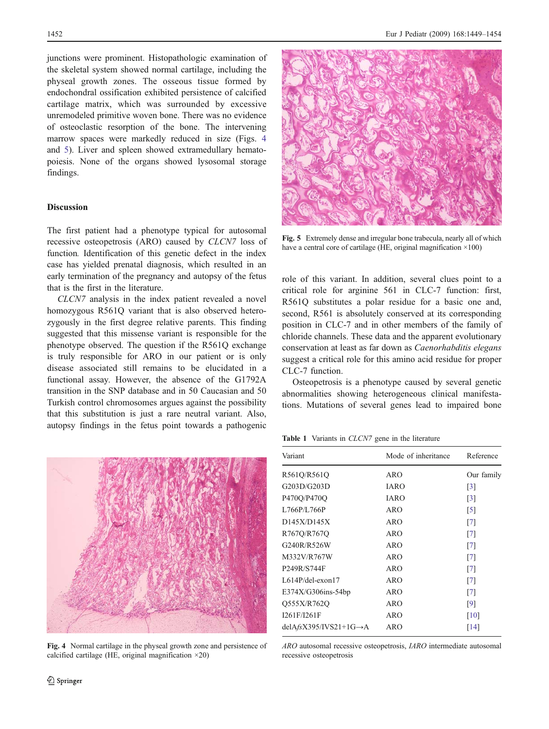junctions were prominent. Histopathologic examination of the skeletal system showed normal cartilage, including the physeal growth zones. The osseous tissue formed by endochondral ossification exhibited persistence of calcified cartilage matrix, which was surrounded by excessive unremodeled primitive woven bone. There was no evidence of osteoclastic resorption of the bone. The intervening marrow spaces were markedly reduced in size (Figs. 4 and 5). Liver and spleen showed extramedullary hematopoiesis. None of the organs showed lysosomal storage findings.

## Discussion

The first patient had a phenotype typical for autosomal recessive osteopetrosis (ARO) caused by *CLCN7* loss of function*.* Identification of this genetic defect in the index case has yielded prenatal diagnosis, which resulted in an early termination of the pregnancy and autopsy of the fetus that is the first in the literature.

*CLCN7* analysis in the index patient revealed a novel homozygous R561Q variant that is also observed heterozygously in the first degree relative parents. This finding suggested that this missense variant is responsible for the phenotype observed. The question if the R561Q exchange is truly responsible for ARO in our patient or is only disease associated still remains to be elucidated in a functional assay. However, the absence of the G1792A transition in the SNP database and in 50 Caucasian and 50 Turkish control chromosomes argues against the possibility that this substitution is just a rare neutral variant. Also, autopsy findings in the fetus point towards a pathogenic role of this variant. In addition, several clues point to a critical role for arginine 561 in CLC-7 function: first, R561Q substitutes a polar residue for a basic one and, second, R561 is absolutely conserved at its corresponding position in CLC-7 and in other members of the family of chloride channels. These data and the apparent evolutionary conservation at least as far down as *Caenorhabditis elegans* suggest a critical role for this amino acid residue for proper CLC-7 function.

Osteopetrosis is a phenotype caused by several genetic abnormalities showing heterogeneous clinical manifestations. Mutations of several genes lead to impaired bone

Fig. 4 Normal cartilage in the physeal growth zone and persistence of calcified cartilage (HE, original magnification ×20)

Fig. 5 Extremely dense and irregular bone trabecula, nearly all of which have a central core of cartilage (HE, original magnification ×100)

**Table 1** Variants in *CLCN7* gene in the literature

| Variant | Mode of inheritance | Reference |
|---|---|---|
| R561Q/R561Q | ARO | Our family |
| G203D/G203D | IARO | [3] |
| P470Q/P470Q | IARO | [3] |
| L766P/L766P | ARO | [5] |
| D145X/D145X | ARO | [7] |
| R767Q/R767Q | ARO | [7] |
| G240R/R526W | ARO | [7] |
| M332V/R767W | ARO | [7] |
| P249R/S744F | ARO | [7] |
| L614P/del-exon17 | ARO | [7] |
| E374X/G306ins-54bp | ARO | [7] |
| Q555X/R762Q | ARO | [9] |
| I261F/I261F | ARO | [10] |
| delA*fs*X395/IVS21+1G→A | ARO | [14] |

*ARO* autosomal recessive osteopetrosis, *IARO* intermediate autosomal recessive osteopetrosis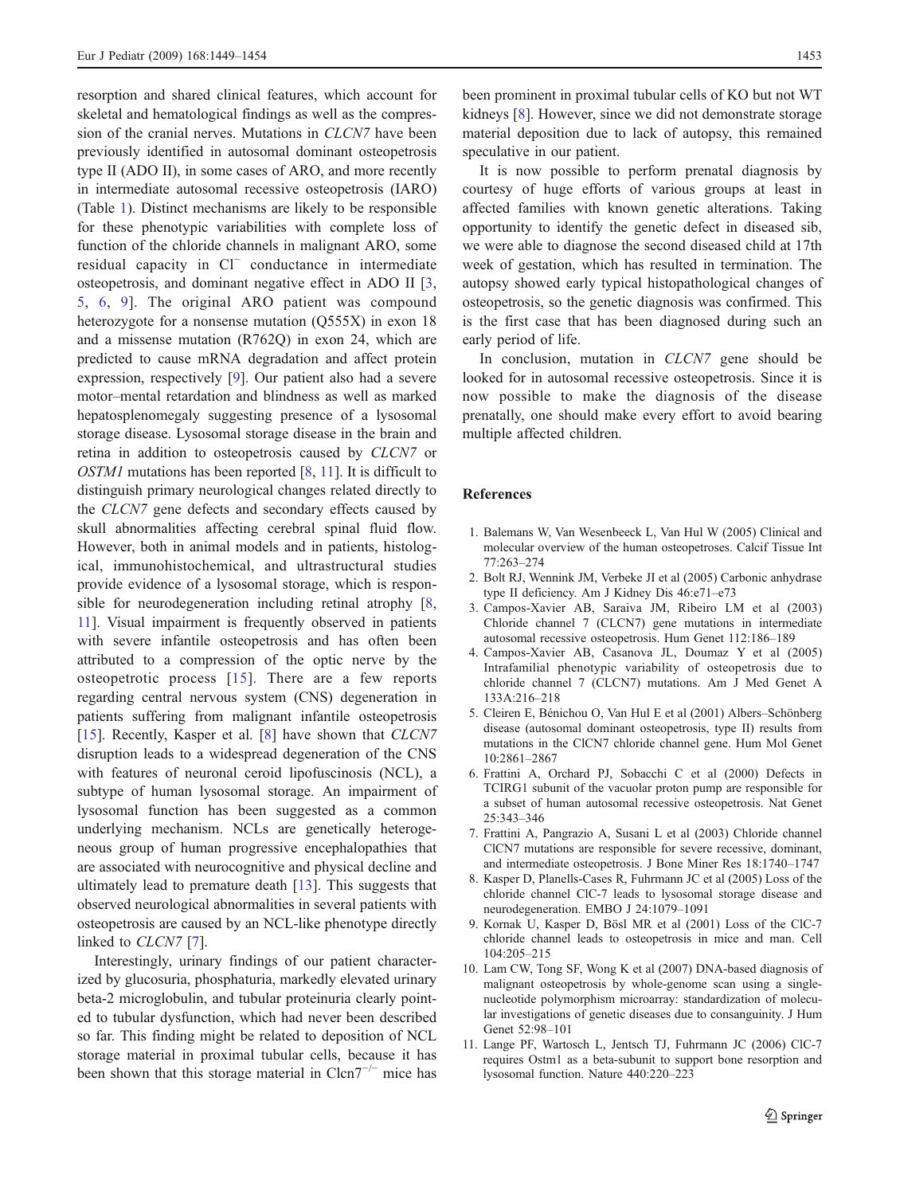resorption and shared clinical features, which account for skeletal and hematological findings as well as the compression of the cranial nerves. Mutations in *CLCN7* have been previously identified in autosomal dominant osteopetrosis type II (ADO II), in some cases of ARO, and more recently in intermediate autosomal recessive osteopetrosis (IARO) (Table 1). Distinct mechanisms are likely to be responsible for these phenotypic variabilities with complete loss of function of the chloride channels in malignant ARO, some residual capacity in $Cl^-$ conductance in intermediate osteopetrosis, and dominant negative effect in ADO II [3, 5, 6, 9]. The original ARO patient was compound heterozygote for a nonsense mutation (Q555X) in exon 18 and a missense mutation (R762Q) in exon 24, which are predicted to cause mRNA degradation and affect protein expression, respectively [9]. Our patient also had a severe motor–mental retardation and blindness as well as marked hepatosplenomegaly suggesting presence of a lysosomal storage disease. Lysosomal storage disease in the brain and retina in addition to osteopetrosis caused by *CLCN7* or *OSTM1* mutations has been reported [8, 11]. It is difficult to distinguish primary neurological changes related directly to the *CLCN7* gene defects and secondary effects caused by skull abnormalities affecting cerebral spinal fluid flow. However, both in animal models and in patients, histological, immunohistochemical, and ultrastructural studies provide evidence of a lysosomal storage, which is responsible for neurodegeneration including retinal atrophy [8, 11]. Visual impairment is frequently observed in patients with severe infantile osteopetrosis and has often been attributed to a compression of the optic nerve by the osteopetrotic process [15]. There are a few reports regarding central nervous system (CNS) degeneration in patients suffering from malignant infantile osteopetrosis [15]. Recently, Kasper et al. [8] have shown that *CLCN7* disruption leads to a widespread degeneration of the CNS with features of neuronal ceroid lipofuscinosis (NCL), a subtype of human lysosomal storage. An impairment of lysosomal function has been suggested as a common underlying mechanism. NCLs are genetically heterogeneous group of human progressive encephalopathies that are associated with neurocognitive and physical decline and ultimately lead to premature death [13]. This suggests that observed neurological abnormalities in several patients with osteopetrosis are caused by an NCL-like phenotype directly linked to *CLCN7* [7].

Interestingly, urinary findings of our patient characterized by glucosuria, phosphaturia, markedly elevated urinary beta-2 microglobulin, and tubular proteinuria clearly pointed to tubular dysfunction, which had never been described so far. This finding might be related to deposition of NCL storage material in proximal tubular cells, because it has been shown that this storage material in $Clcn7^{-/-}$ mice has been prominent in proximal tubular cells of KO but not WT kidneys [8]. However, since we did not demonstrate storage material deposition due to lack of autopsy, this remained speculative in our patient.

It is now possible to perform prenatal diagnosis by courtesy of huge efforts of various groups at least in affected families with known genetic alterations. Taking opportunity to identify the genetic defect in diseased sib, we were able to diagnose the second diseased child at 17th week of gestation, which has resulted in termination. The autopsy showed early typical histopathological changes of osteopetrosis, so the genetic diagnosis was confirmed. This is the first case that has been diagnosed during such an early period of life.

In conclusion, mutation in *CLCN7* gene should be looked for in autosomal recessive osteopetrosis. Since it is now possible to make the diagnosis of the disease prenatally, one should make every effort to avoid bearing multiple affected children.

## References

1. Balemans W, Van Wesenbeeck L, Van Hul W (2005) Clinical and molecular overview of the human osteopetroses. Calcif Tissue Int 77:263–274
2. Bolt RJ, Wennink JM, Verbeke JI et al (2005) Carbonic anhydrase type II deficiency. Am J Kidney Dis 46:e71–e73
3. Campos-Xavier AB, Saraiva JM, Ribeiro LM et al (2003) Chloride channel 7 (CLCN7) gene mutations in intermediate autosomal recessive osteopetrosis. Hum Genet 112:186–189
4. Campos-Xavier AB, Casanova JL, Doumaz Y et al (2005) Intrafamilial phenotypic variability of osteopetrosis due to chloride channel 7 (CLCN7) mutations. Am J Med Genet A 133A:216–218
5. Cleiren E, Bénichou O, Van Hul E et al (2001) Albers–Schönberg disease (autosomal dominant osteopetrosis, type II) results from mutations in the ClCN7 chloride channel gene. Hum Mol Genet 10:2861–2867
6. Frattini A, Orchard PJ, Sobacchi C et al (2000) Defects in TCIRG1 subunit of the vacuolar proton pump are responsible for a subset of human autosomal recessive osteopetrosis. Nat Genet 25:343–346
7. Frattini A, Pangrazio A, Susani L et al (2003) Chloride channel ClCN7 mutations are responsible for severe recessive, dominant, and intermediate osteopetrosis. J Bone Miner Res 18:1740–1747
8. Kasper D, Planells-Cases R, Fuhrmann JC et al (2005) Loss of the chloride channel ClC-7 leads to lysosomal storage disease and neurodegeneration. EMBO J 24:1079–1091
9. Kornak U, Kasper D, Bösl MR et al (2001) Loss of the ClC-7 chloride channel leads to osteopetrosis in mice and man. Cell 104:205–215
10. Lam CW, Tong SF, Wong K et al (2007) DNA-based diagnosis of malignant osteopetrosis by whole-genome scan using a single-nucleotide polymorphism microarray: standardization of molecular investigations of genetic diseases due to consanguinity. J Hum Genet 52:98–101
11. Lange PF, Wartosch L, Jentsch TJ, Fuhrmann JC (2006) ClC-7 requires Ostm1 as a beta-subunit to support bone resorption and lysosomal function. Nature 440:220–223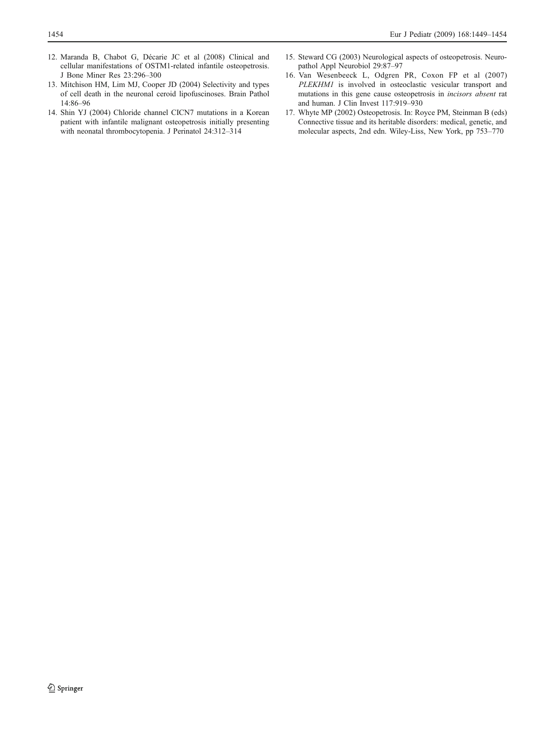12. Maranda B, Chabot G, Décarie JC et al (2008) Clinical and cellular manifestations of OSTM1-related infantile osteopetrosis. J Bone Miner Res 23:296–300
13. Mitchison HM, Lim MJ, Cooper JD (2004) Selectivity and types of cell death in the neuronal ceroid lipofuscinoses. Brain Pathol 14:86–96
14. Shin YJ (2004) Chloride channel ClCN7 mutations in a Korean patient with infantile malignant osteopetrosis initially presenting with neonatal thrombocytopenia. J Perinatol 24:312–314
15. Steward CG (2003) Neurological aspects of osteopetrosis. Neuropathol Appl Neurobiol 29:87–97
16. Van Wesenbeeck L, Odgren PR, Coxon FP et al (2007) *PLEKHM1* is involved in osteoclastic vesicular transport and mutations in this gene cause osteopetrosis in *incisors absent* rat and human. J Clin Invest 117:919–930
17. Whyte MP (2002) Osteopetrosis. In: Royce PM, Steinman B (eds) Connective tissue and its heritable disorders: medical, genetic, and molecular aspects, 2nd edn. Wiley-Liss, New York, pp 753–770